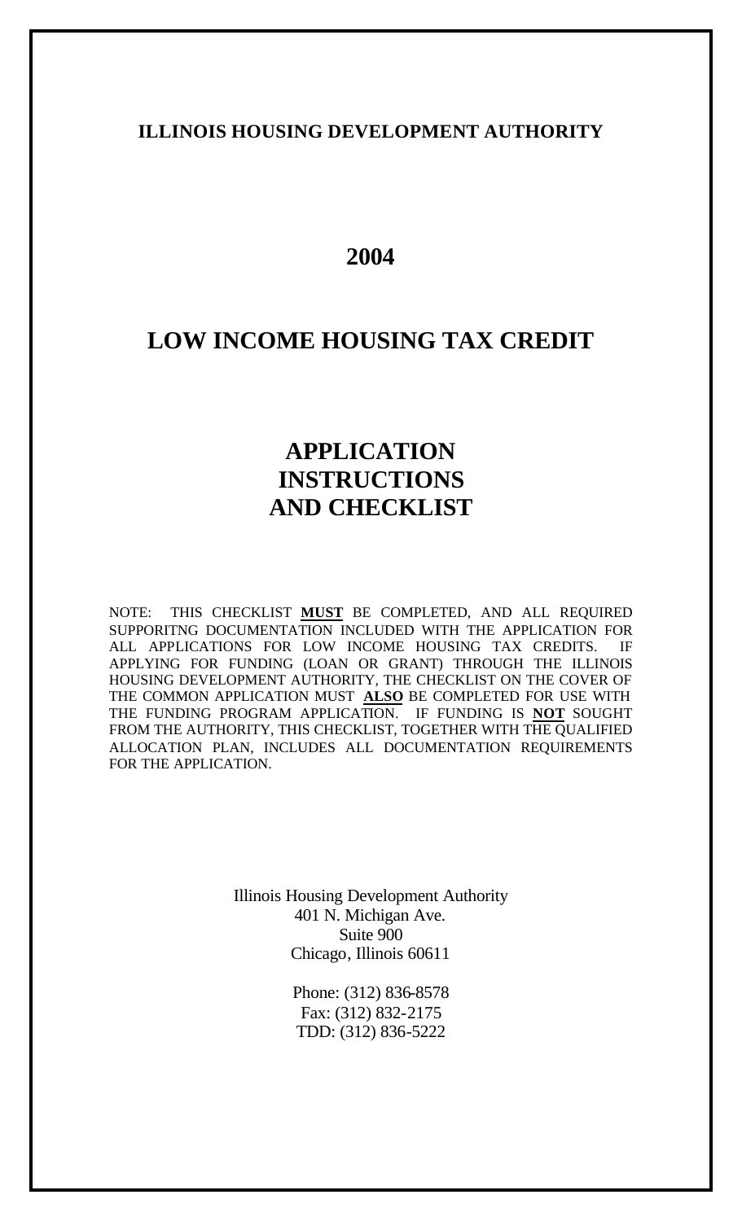# ILLINOIS HOUSING DEVELOPMENT AUTHORITY

# 2004

# LOW INCOME HOUSING TAX CREDIT

# APPLICATION INSTRUCTIONS AND CHECKLIST

NOTE: THIS CHECKLIST **MUST** BE COMPLETED, AND ALL REQUIRED SUPPORITNG DOCUMENTATION INCLUDED WITH THE APPLICATION FOR ALL APPLICATIONS FOR LOW INCOME HOUSING TAX CREDITS. IF APPLYING FOR FUNDING (LOAN OR GRANT) THROUGH THE ILLINOIS HOUSING DEVELOPMENT AUTHORITY, THE CHECKLIST ON THE COVER OF THE COMMON APPLICATION MUST **ALSO** BE COMPLETED FOR USE WITH THE FUNDING PROGRAM APPLICATION. IF FUNDING IS **NOT** SOUGHT FROM THE AUTHORITY, THIS CHECKLIST, TOGETHER WITH THE QUALIFIED ALLOCATION PLAN, INCLUDES ALL DOCUMENTATION REQUIREMENTS FOR THE APPLICATION.

Illinois Housing Development Authority
401 N. Michigan Ave.
Suite 900
Chicago, Illinois 60611

Phone: (312) 836-8578
Fax: (312) 832-2175
TDD: (312) 836-5222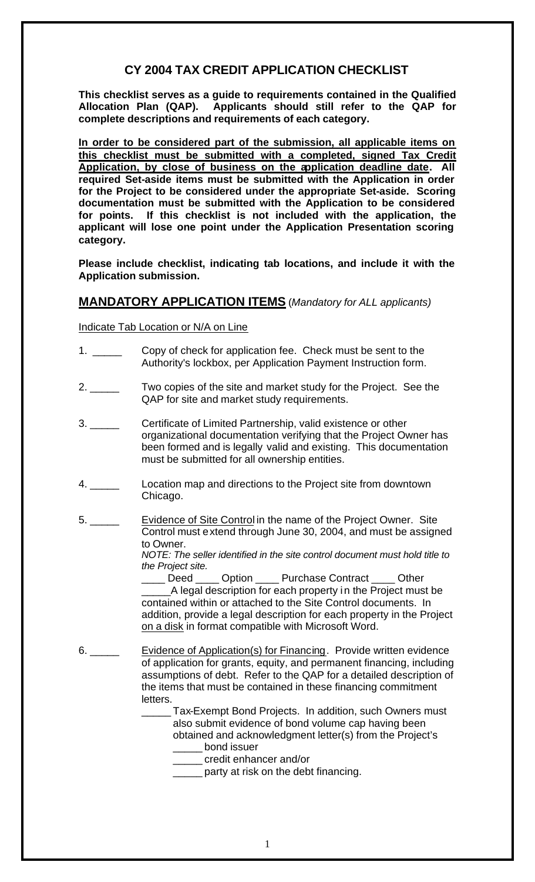# CY 2004 TAX CREDIT APPLICATION CHECKLIST

**This checklist serves as a guide to requirements contained in the Qualified Allocation Plan (QAP). Applicants should still refer to the QAP for complete descriptions and requirements of each category.**

**<u>In order to be considered part of the submission, all applicable items on this checklist must be submitted with a completed, signed Tax Credit Application, by close of business on the application deadline date</u>. All required Set-aside items must be submitted with the Application in order for the Project to be considered under the appropriate Set-aside. Scoring documentation must be submitted with the Application to be considered for points. If this checklist is not included with the application, the applicant will lose one point under the Application Presentation scoring category.**

**Please include checklist, indicating tab locations, and include it with the Application submission.**

## MANDATORY APPLICATION ITEMS (*Mandatory for ALL applicants)*

<u>Indicate Tab Location or N/A on Line</u>

1. _____ Copy of check for application fee. Check must be sent to the Authority's lockbox, per Application Payment Instruction form.

2. _____ Two copies of the site and market study for the Project. See the QAP for site and market study requirements.

3. _____ Certificate of Limited Partnership, valid existence or other organizational documentation verifying that the Project Owner has been formed and is legally valid and existing. This documentation must be submitted for all ownership entities.

4. _____ Location map and directions to the Project site from downtown Chicago.

5. _____ <u>Evidence of Site Control</u> in the name of the Project Owner. Site Control must extend through June 30, 2004, and must be assigned to Owner.
   *NOTE: The seller identified in the site control document must hold title to the Project site.*
   ____ Deed ____ Option ____ Purchase Contract ____ Other
   _____A legal description for each property in the Project must be contained within or attached to the Site Control documents. In addition, provide a legal description for each property in the Project <u>on a disk</u> in format compatible with Microsoft Word.

6. _____ <u>Evidence of Application(s) for Financing</u>. Provide written evidence of application for grants, equity, and permanent financing, including assumptions of debt. Refer to the QAP for a detailed description of the items that must be contained in these financing commitment letters.
   _____ Tax-Exempt Bond Projects. In addition, such Owners must also submit evidence of bond volume cap having been obtained and acknowledgment letter(s) from the Project's
   _____ bond issuer
   _____ credit enhancer and/or
   _____ party at risk on the debt financing.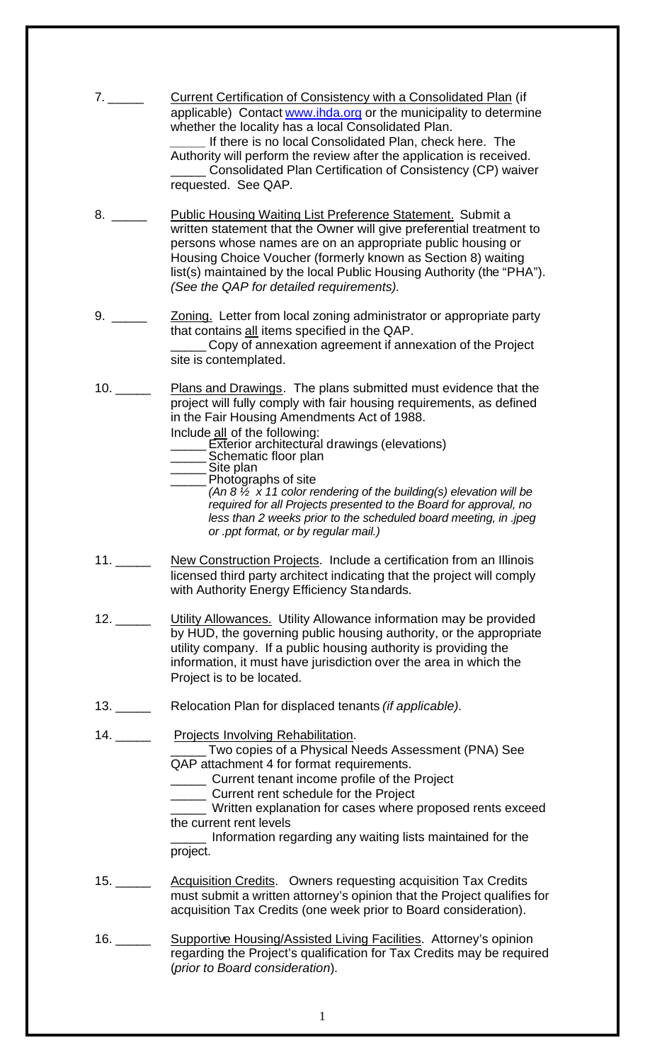7. _____ Current Certification of Consistency with a Consolidated Plan (if applicable) Contact www.ihda.org or the municipality to determine whether the locality has a local Consolidated Plan.
_____ If there is no local Consolidated Plan, check here. The Authority will perform the review after the application is received.
_____ Consolidated Plan Certification of Consistency (CP) waiver requested. See QAP.

8. _____ Public Housing Waiting List Preference Statement. Submit a written statement that the Owner will give preferential treatment to persons whose names are on an appropriate public housing or Housing Choice Voucher (formerly known as Section 8) waiting list(s) maintained by the local Public Housing Authority (the "PHA"). *(See the QAP for detailed requirements).*

9. _____ Zoning. Letter from local zoning administrator or appropriate party that contains all items specified in the QAP.
_____ Copy of annexation agreement if annexation of the Project site is contemplated.

10. _____ Plans and Drawings. The plans submitted must evidence that the project will fully comply with fair housing requirements, as defined in the Fair Housing Amendments Act of 1988.
Include all of the following:
_____ Exterior architectural drawings (elevations)
_____ Schematic floor plan
_____ Site plan
_____ Photographs of site
*(An 8 ½ x 11 color rendering of the building(s) elevation will be required for all Projects presented to the Board for approval, no less than 2 weeks prior to the scheduled board meeting, in .jpeg or .ppt format, or by regular mail.)*

11. _____ New Construction Projects. Include a certification from an Illinois licensed third party architect indicating that the project will comply with Authority Energy Efficiency Standards.

12. _____ Utility Allowances. Utility Allowance information may be provided by HUD, the governing public housing authority, or the appropriate utility company. If a public housing authority is providing the information, it must have jurisdiction over the area in which the Project is to be located.

13. _____ Relocation Plan for displaced tenants *(if applicable)*.

14. _____ Projects Involving Rehabilitation.
_____ Two copies of a Physical Needs Assessment (PNA) See QAP attachment 4 for format requirements.
_____ Current tenant income profile of the Project
_____ Current rent schedule for the Project
_____ Written explanation for cases where proposed rents exceed the current rent levels
_____ Information regarding any waiting lists maintained for the project.

15. _____ Acquisition Credits. Owners requesting acquisition Tax Credits must submit a written attorney's opinion that the Project qualifies for acquisition Tax Credits (one week prior to Board consideration).

16. _____ Supportive Housing/Assisted Living Facilities. Attorney's opinion regarding the Project's qualification for Tax Credits may be required (*prior to Board consideration*).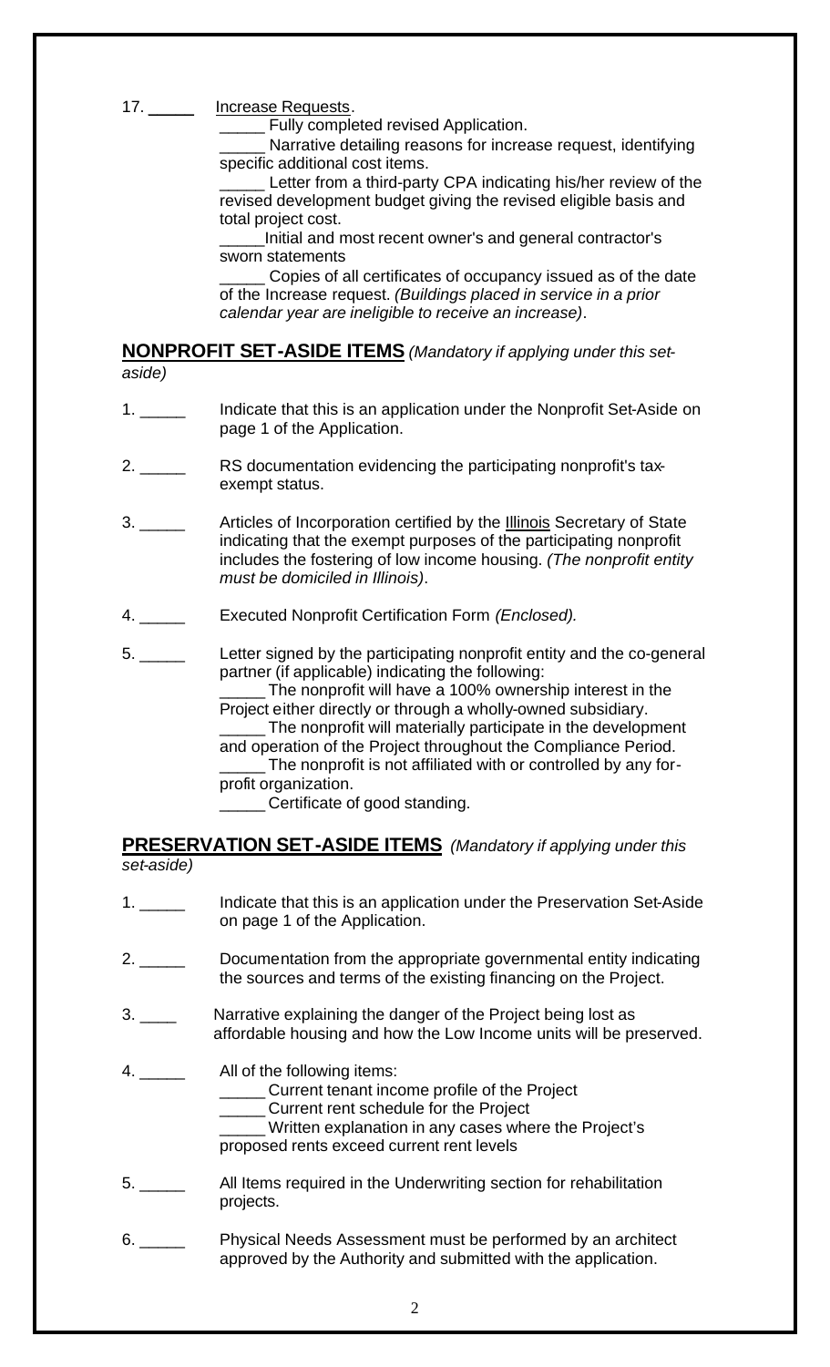17. _____ Increase Requests.

_____ Fully completed revised Application.

_____ Narrative detailing reasons for increase request, identifying specific additional cost items.

_____ Letter from a third-party CPA indicating his/her review of the revised development budget giving the revised eligible basis and total project cost.

_____ Initial and most recent owner's and general contractor's sworn statements

_____ Copies of all certificates of occupancy issued as of the date of the Increase request. *(Buildings placed in service in a prior calendar year are ineligible to receive an increase)*.

## NONPROFIT SET-ASIDE ITEMS *(Mandatory if applying under this set-aside)*

1. _____ Indicate that this is an application under the Nonprofit Set-Aside on page 1 of the Application.

2. _____ RS documentation evidencing the participating nonprofit's tax-exempt status.

3. _____ Articles of Incorporation certified by the Illinois Secretary of State indicating that the exempt purposes of the participating nonprofit includes the fostering of low income housing. *(The nonprofit entity must be domiciled in Illinois)*.

4. _____ Executed Nonprofit Certification Form *(Enclosed).*

5. _____ Letter signed by the participating nonprofit entity and the co-general partner (if applicable) indicating the following:

   _____ The nonprofit will have a 100% ownership interest in the Project either directly or through a wholly-owned subsidiary.

   _____ The nonprofit will materially participate in the development and operation of the Project throughout the Compliance Period.

   _____ The nonprofit is not affiliated with or controlled by any for-profit organization.

   _____ Certificate of good standing.

## PRESERVATION SET-ASIDE ITEMS *(Mandatory if applying under this set-aside)*

1. _____ Indicate that this is an application under the Preservation Set-Aside on page 1 of the Application.

2. _____ Documentation from the appropriate governmental entity indicating the sources and terms of the existing financing on the Project.

3. ____ Narrative explaining the danger of the Project being lost as affordable housing and how the Low Income units will be preserved.

4. _____ All of the following items:

   _____ Current tenant income profile of the Project

   _____ Current rent schedule for the Project

   _____ Written explanation in any cases where the Project's proposed rents exceed current rent levels

5. _____ All Items required in the Underwriting section for rehabilitation projects.

6. _____ Physical Needs Assessment must be performed by an architect approved by the Authority and submitted with the application.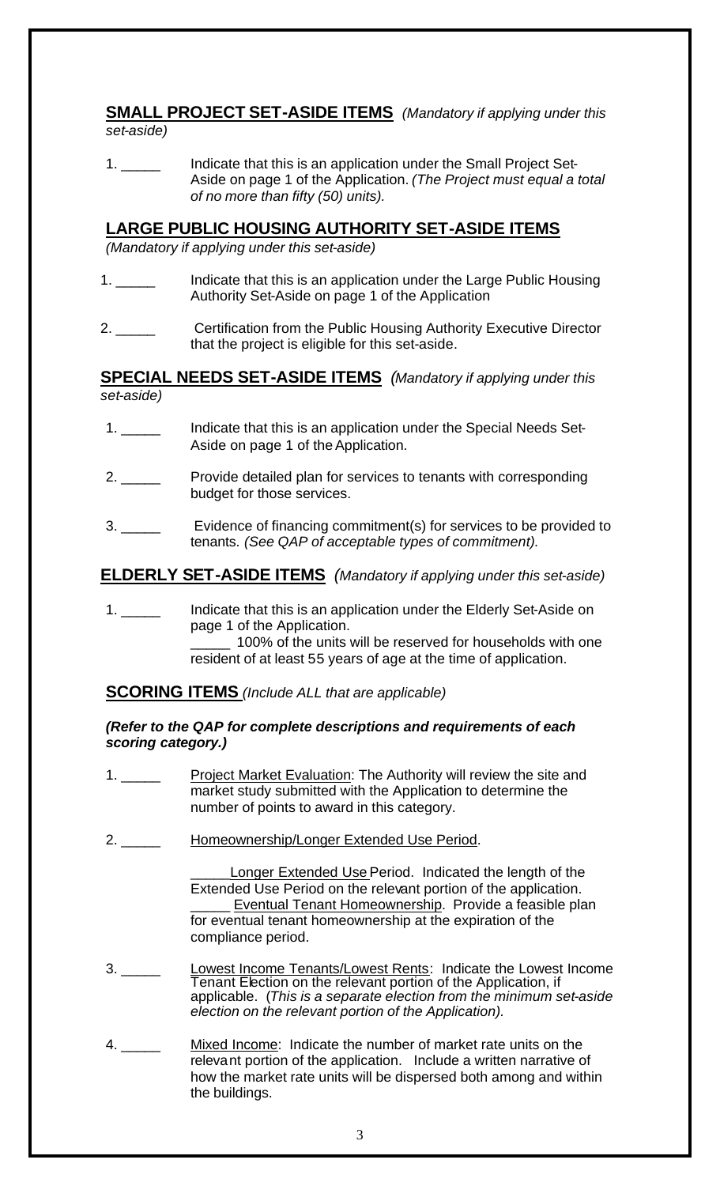**SMALL PROJECT SET-ASIDE ITEMS** *(Mandatory if applying under this set-aside)*

1. _____ Indicate that this is an application under the Small Project Set-Aside on page 1 of the Application. *(The Project must equal a total of no more than fifty (50) units).*

**LARGE PUBLIC HOUSING AUTHORITY SET-ASIDE ITEMS**

*(Mandatory if applying under this set-aside)*

1. _____ Indicate that this is an application under the Large Public Housing Authority Set-Aside on page 1 of the Application
2. _____ Certification from the Public Housing Authority Executive Director that the project is eligible for this set-aside.

**SPECIAL NEEDS SET-ASIDE ITEMS** *(Mandatory if applying under this set-aside)*

1. _____ Indicate that this is an application under the Special Needs Set-Aside on page 1 of the Application.
2. _____ Provide detailed plan for services to tenants with corresponding budget for those services.
3. _____ Evidence of financing commitment(s) for services to be provided to tenants. *(See QAP of acceptable types of commitment).*

**ELDERLY SET-ASIDE ITEMS** *(Mandatory if applying under this set-aside)*

1. _____ Indicate that this is an application under the Elderly Set-Aside on page 1 of the Application.
   _____ 100% of the units will be reserved for households with one resident of at least 55 years of age at the time of application.

**SCORING ITEMS** *(Include ALL that are applicable)*

***(Refer to the QAP for complete descriptions and requirements of each scoring category.)***

1. _____ Project Market Evaluation: The Authority will review the site and market study submitted with the Application to determine the number of points to award in this category.
2. _____ Homeownership/Longer Extended Use Period.

   _____ Longer Extended Use Period. Indicated the length of the Extended Use Period on the relevant portion of the application.
   _____ Eventual Tenant Homeownership. Provide a feasible plan for eventual tenant homeownership at the expiration of the compliance period.
3. _____ Lowest Income Tenants/Lowest Rents: Indicate the Lowest Income Tenant Election on the relevant portion of the Application, if applicable. (*This is a separate election from the minimum set-aside election on the relevant portion of the Application).*
4. _____ Mixed Income: Indicate the number of market rate units on the relevant portion of the application. Include a written narrative of how the market rate units will be dispersed both among and within the buildings.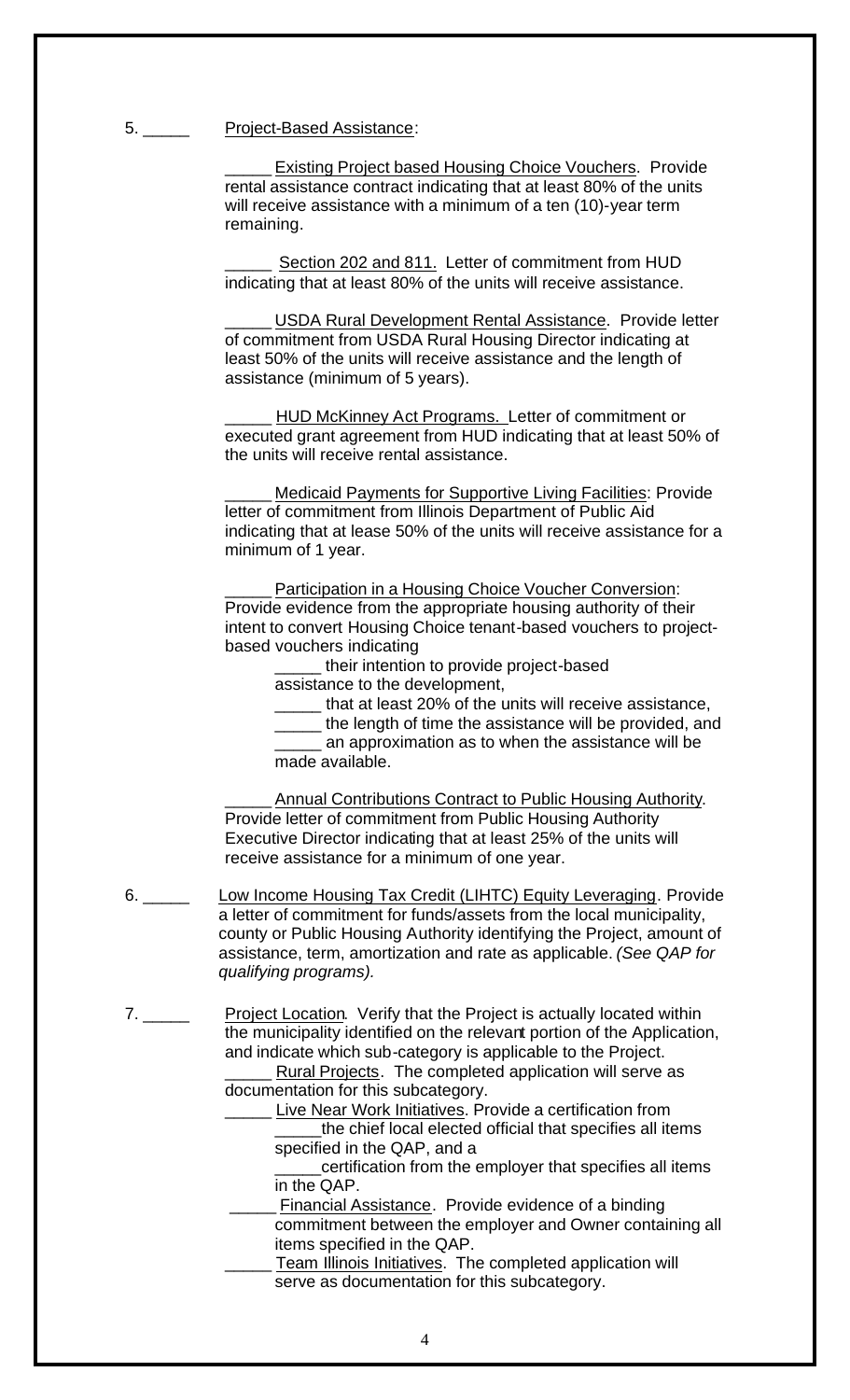5. _____ Project-Based Assistance:

_____ Existing Project based Housing Choice Vouchers. Provide rental assistance contract indicating that at least 80% of the units will receive assistance with a minimum of a ten (10)-year term remaining.

_____ Section 202 and 811. Letter of commitment from HUD indicating that at least 80% of the units will receive assistance.

_____ USDA Rural Development Rental Assistance. Provide letter of commitment from USDA Rural Housing Director indicating at least 50% of the units will receive assistance and the length of assistance (minimum of 5 years).

_____ HUD McKinney Act Programs. Letter of commitment or executed grant agreement from HUD indicating that at least 50% of the units will receive rental assistance.

_____ Medicaid Payments for Supportive Living Facilities: Provide letter of commitment from Illinois Department of Public Aid indicating that at lease 50% of the units will receive assistance for a minimum of 1 year.

_____ Participation in a Housing Choice Voucher Conversion: Provide evidence from the appropriate housing authority of their intent to convert Housing Choice tenant-based vouchers to project-based vouchers indicating

_____ their intention to provide project-based assistance to the development,
_____ that at least 20% of the units will receive assistance,
_____ the length of time the assistance will be provided, and
_____ an approximation as to when the assistance will be made available.

_____ Annual Contributions Contract to Public Housing Authority. Provide letter of commitment from Public Housing Authority Executive Director indicating that at least 25% of the units will receive assistance for a minimum of one year.

6. _____ Low Income Housing Tax Credit (LIHTC) Equity Leveraging. Provide a letter of commitment for funds/assets from the local municipality, county or Public Housing Authority identifying the Project, amount of assistance, term, amortization and rate as applicable. *(See QAP for qualifying programs).*

7. _____ Project Location. Verify that the Project is actually located within the municipality identified on the relevant portion of the Application, and indicate which sub-category is applicable to the Project.

_____ Rural Projects. The completed application will serve as documentation for this subcategory.

_____ Live Near Work Initiatives. Provide a certification from
_____the chief local elected official that specifies all items specified in the QAP, and a
_____certification from the employer that specifies all items in the QAP.

_____ Financial Assistance. Provide evidence of a binding commitment between the employer and Owner containing all items specified in the QAP.

_____ Team Illinois Initiatives. The completed application will serve as documentation for this subcategory.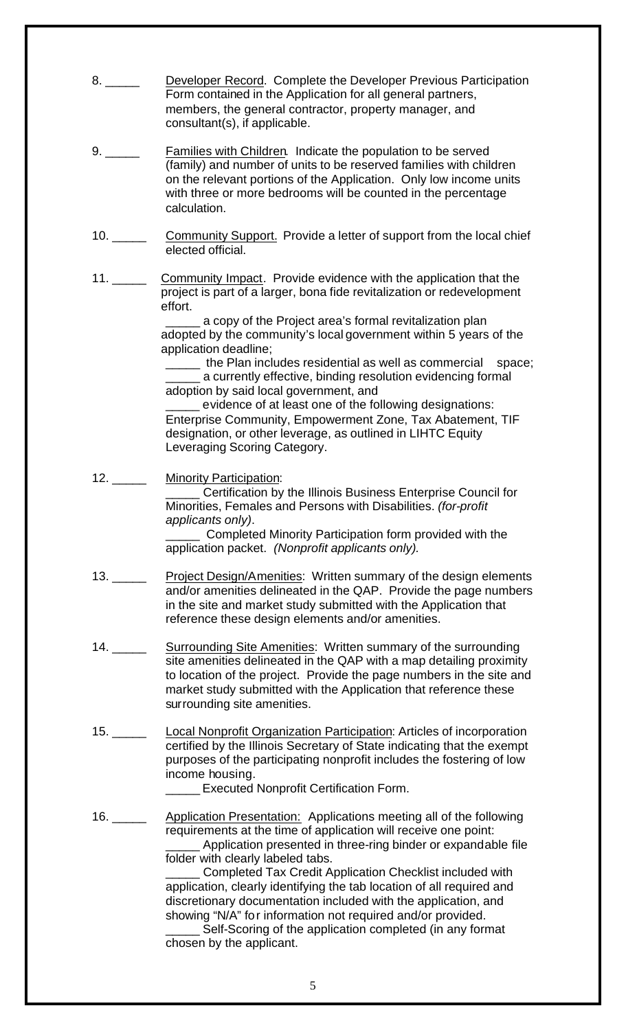8. _____ Developer Record. Complete the Developer Previous Participation Form contained in the Application for all general partners, members, the general contractor, property manager, and consultant(s), if applicable.

9. _____ Families with Children. Indicate the population to be served (family) and number of units to be reserved families with children on the relevant portions of the Application. Only low income units with three or more bedrooms will be counted in the percentage calculation.

10. _____ Community Support. Provide a letter of support from the local chief elected official.

11. _____ Community Impact. Provide evidence with the application that the project is part of a larger, bona fide revitalization or redevelopment effort.

_____ a copy of the Project area's formal revitalization plan adopted by the community's local government within 5 years of the application deadline;

_____ the Plan includes residential as well as commercial space;

_____ a currently effective, binding resolution evidencing formal adoption by said local government, and

_____ evidence of at least one of the following designations: Enterprise Community, Empowerment Zone, Tax Abatement, TIF designation, or other leverage, as outlined in LIHTC Equity Leveraging Scoring Category.

12. _____ Minority Participation:

_____ Certification by the Illinois Business Enterprise Council for Minorities, Females and Persons with Disabilities. *(for-profit applicants only)*.

_____ Completed Minority Participation form provided with the application packet. *(Nonprofit applicants only).*

13. _____ Project Design/Amenities: Written summary of the design elements and/or amenities delineated in the QAP. Provide the page numbers in the site and market study submitted with the Application that reference these design elements and/or amenities.

14. _____ Surrounding Site Amenities: Written summary of the surrounding site amenities delineated in the QAP with a map detailing proximity to location of the project. Provide the page numbers in the site and market study submitted with the Application that reference these surrounding site amenities.

15. _____ Local Nonprofit Organization Participation: Articles of incorporation certified by the Illinois Secretary of State indicating that the exempt purposes of the participating nonprofit includes the fostering of low income housing.

_____ Executed Nonprofit Certification Form.

16. _____ Application Presentation: Applications meeting all of the following requirements at the time of application will receive one point:

_____ Application presented in three-ring binder or expandable file folder with clearly labeled tabs.

_____ Completed Tax Credit Application Checklist included with application, clearly identifying the tab location of all required and discretionary documentation included with the application, and showing "N/A" for information not required and/or provided.

_____ Self-Scoring of the application completed (in any format chosen by the applicant.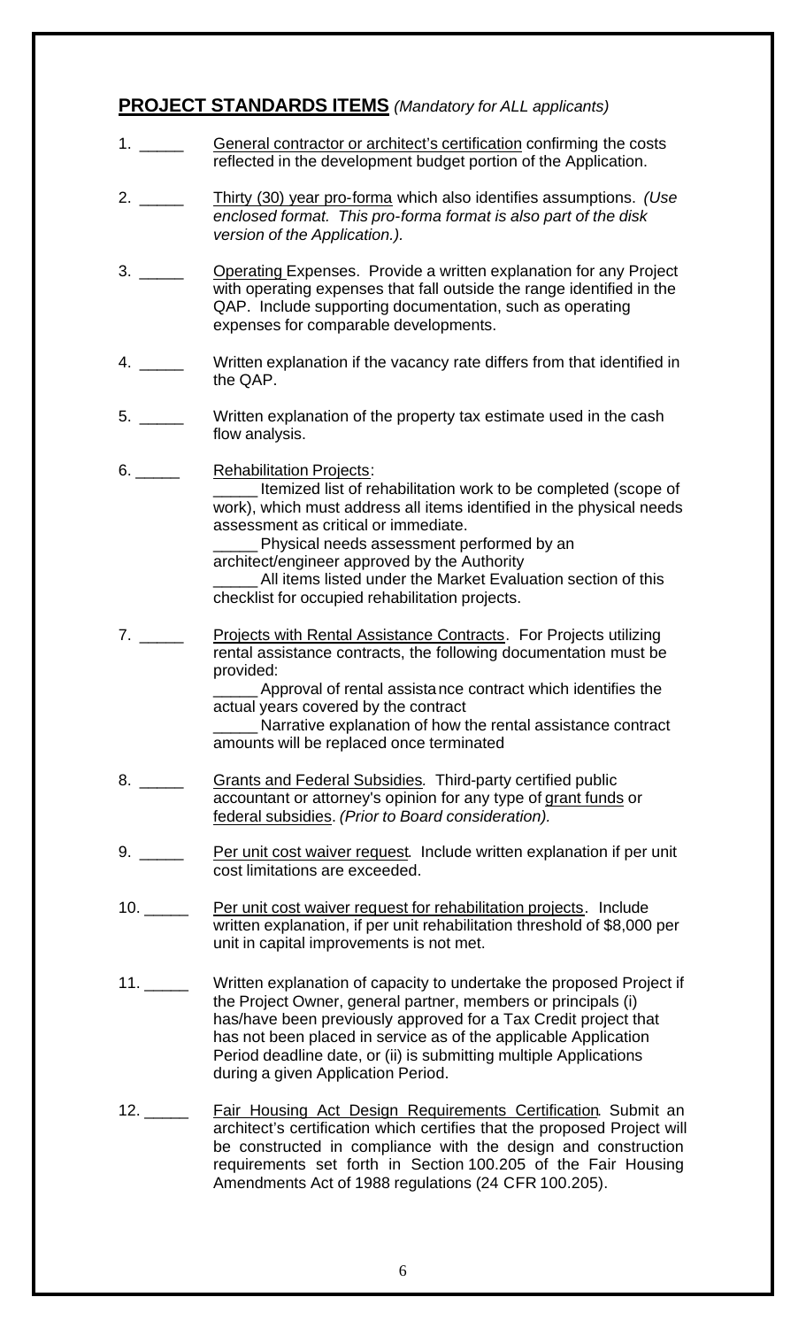## **PROJECT STANDARDS ITEMS** *(Mandatory for ALL applicants)*

1. _____ General contractor or architect's certification confirming the costs reflected in the development budget portion of the Application.

2. _____ Thirty (30) year pro-forma which also identifies assumptions. *(Use enclosed format. This pro-forma format is also part of the disk version of the Application.).*

3. _____ Operating Expenses. Provide a written explanation for any Project with operating expenses that fall outside the range identified in the QAP. Include supporting documentation, such as operating expenses for comparable developments.

4. _____ Written explanation if the vacancy rate differs from that identified in the QAP.

5. _____ Written explanation of the property tax estimate used in the cash flow analysis.

6. _____ Rehabilitation Projects:
   _____ Itemized list of rehabilitation work to be completed (scope of work), which must address all items identified in the physical needs assessment as critical or immediate.
   _____ Physical needs assessment performed by an architect/engineer approved by the Authority
   _____ All items listed under the Market Evaluation section of this checklist for occupied rehabilitation projects.

7. _____ Projects with Rental Assistance Contracts. For Projects utilizing rental assistance contracts, the following documentation must be provided:
   _____ Approval of rental assistance contract which identifies the actual years covered by the contract
   _____ Narrative explanation of how the rental assistance contract amounts will be replaced once terminated

8. _____ Grants and Federal Subsidies. Third-party certified public accountant or attorney's opinion for any type of grant funds or federal subsidies. *(Prior to Board consideration).*

9. _____ Per unit cost waiver request. Include written explanation if per unit cost limitations are exceeded.

10. _____ Per unit cost waiver request for rehabilitation projects. Include written explanation, if per unit rehabilitation threshold of $8,000 per unit in capital improvements is not met.

11. _____ Written explanation of capacity to undertake the proposed Project if the Project Owner, general partner, members or principals (i) has/have been previously approved for a Tax Credit project that has not been placed in service as of the applicable Application Period deadline date, or (ii) is submitting multiple Applications during a given Application Period.

12. _____ Fair Housing Act Design Requirements Certification. Submit an architect's certification which certifies that the proposed Project will be constructed in compliance with the design and construction requirements set forth in Section 100.205 of the Fair Housing Amendments Act of 1988 regulations (24 CFR 100.205).